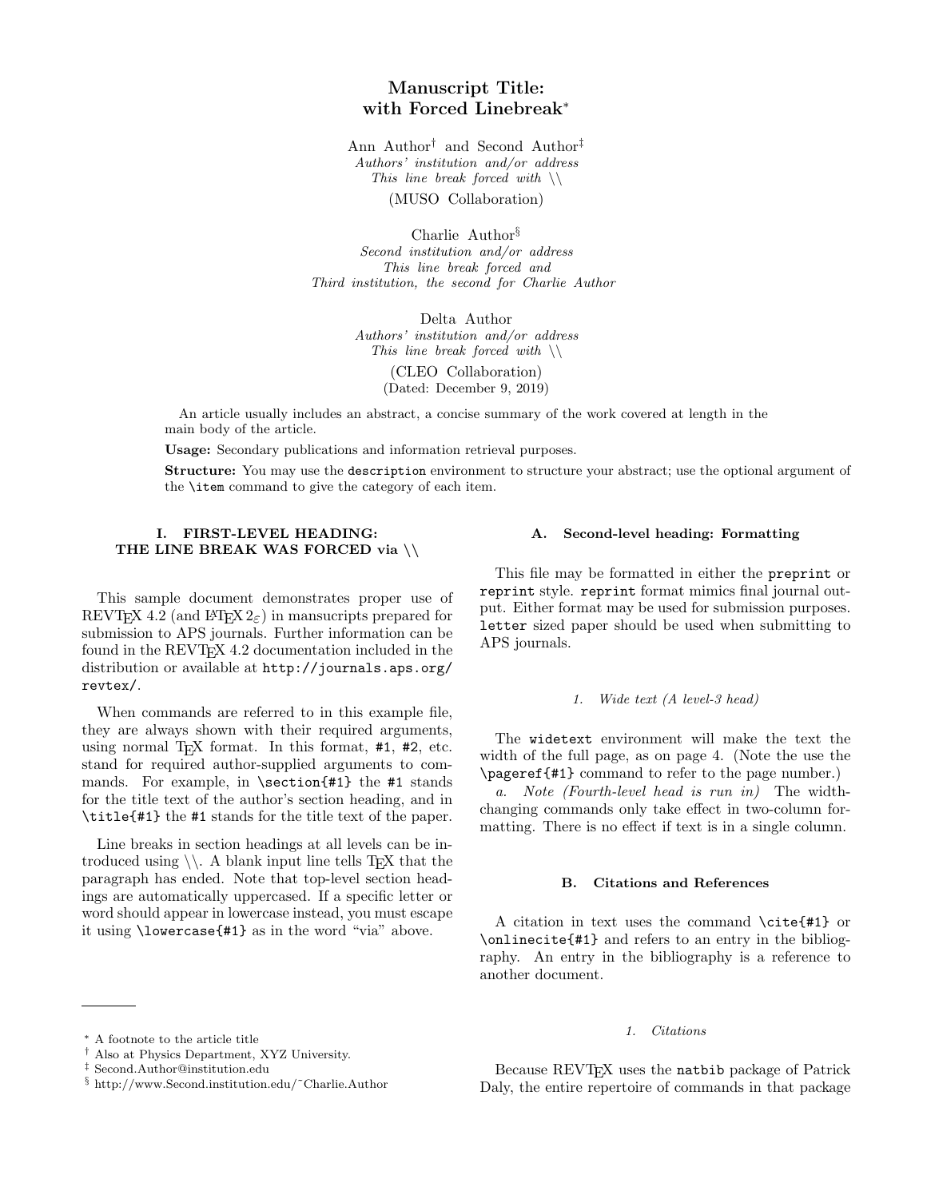# Manuscript Title:
# with Forced Linebreak*

Ann Author[†] and Second Author[‡]
*Authors' institution and/or address*
*This line break forced with \\*
(MUSO Collaboration)

Charlie Author[§]
*Second institution and/or address*
*This line break forced and*
*Third institution, the second for Charlie Author*

Delta Author
*Authors' institution and/or address*
*This line break forced with \\*
(CLEO Collaboration)
(Dated: December 9, 2019)

An article usually includes an abstract, a concise summary of the work covered at length in the main body of the article.

**Usage:** Secondary publications and information retrieval purposes.

**Structure:** You may use the `description` environment to structure your abstract; use the optional argument of the `\item` command to give the category of each item.

## I. FIRST-LEVEL HEADING: THE LINE BREAK WAS FORCED via \\

This sample document demonstrates proper use of REVTeX 4.2 (and LaTeX $2_\varepsilon$) in mansucripts prepared for submission to APS journals. Further information can be found in the REVTeX 4.2 documentation included in the distribution or available at `http://journals.aps.org/revtex/`.

When commands are referred to in this example file, they are always shown with their required arguments, using normal TeX format. In this format, `#1`, `#2`, etc. stand for required author-supplied arguments to commands. For example, in `\section{#1}` the `#1` stands for the title text of the author's section heading, and in `\title{#1}` the `#1` stands for the title text of the paper.

Line breaks in section headings at all levels can be introduced using \\. A blank input line tells TeX that the paragraph has ended. Note that top-level section headings are automatically uppercased. If a specific letter or word should appear in lowercase instead, you must escape it using `\lowercase{#1}` as in the word "via" above.

### A. Second-level heading: Formatting

This file may be formatted in either the `preprint` or `reprint` style. `reprint` format mimics final journal output. Either format may be used for submission purposes. `letter` sized paper should be used when submitting to APS journals.

#### 1. *Wide text (A level-3 head)*

The `widetext` environment will make the text the width of the full page, as on page 4. (Note the use the `\pageref{#1}` command to refer to the page number.)

*a. Note (Fourth-level head is run in)* The width-changing commands only take effect in two-column formatting. There is no effect if text is in a single column.

### B. Citations and References

A citation in text uses the command `\cite{#1}` or `\onlinecite{#1}` and refers to an entry in the bibliography. An entry in the bibliography is a reference to another document.

#### 1. *Citations*

Because REVTeX uses the `natbib` package of Patrick Daly, the entire repertoire of commands in that package

---

[*] A footnote to the article title
[†] Also at Physics Department, XYZ University.
[‡] Second.Author@institution.edu
[§] http://www.Second.institution.edu/~Charlie.Author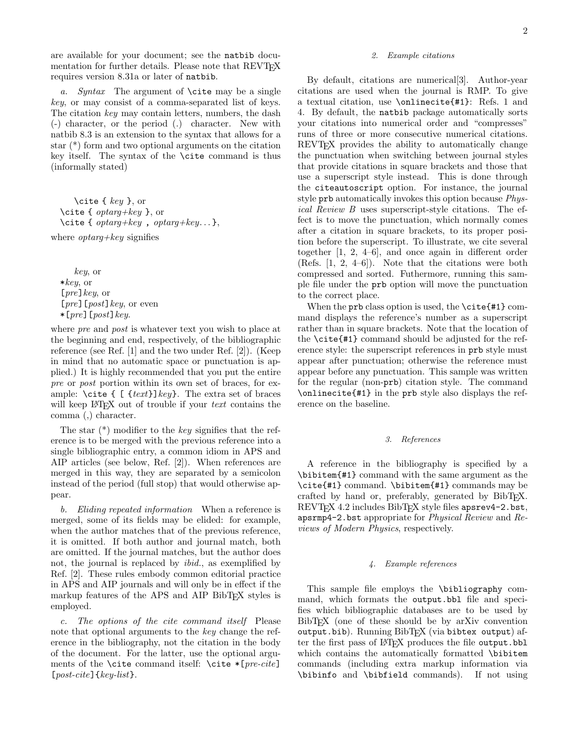are available for your document; see the `natbib` documentation for further details. Please note that REVTeX requires version 8.31a or later of `natbib`.

*a. Syntax* The argument of `\cite` may be a single *key*, or may consist of a comma-separated list of keys. The citation *key* may contain letters, numbers, the dash (-) character, or the period (.) character. New with natbib 8.3 is an extension to the syntax that allows for a star (*) form and two optional arguments on the citation key itself. The syntax of the `\cite` command is thus (informally stated)

> `\cite {` *key* `}`, or
> `\cite {` *optarg+key* `}`, or
> `\cite {` *optarg+key* `,` *optarg+key*... `}`,

where *optarg+key* signifies

> *key*, or
> `*`*key*, or
> `[`*pre*`]`*key*, or
> `[`*pre*`][`*post*`]`*key*, or even
> `*[`*pre*`][`*post*`]`*key*.

where *pre* and *post* is whatever text you wish to place at the beginning and end, respectively, of the bibliographic reference (see Ref. [1] and the two under Ref. [2]). (Keep in mind that no automatic space or punctuation is applied.) It is highly recommended that you put the entire *pre* or *post* portion within its own set of braces, for example: `\cite { [ {`*text*`}]`*key*`}`. The extra set of braces will keep LaTeX out of trouble if your *text* contains the comma (,) character.

The star (*) modifier to the *key* signifies that the reference is to be merged with the previous reference into a single bibliographic entry, a common idiom in APS and AIP articles (see below, Ref. [2]). When references are merged in this way, they are separated by a semicolon instead of the period (full stop) that would otherwise appear.

*b. Eliding repeated information* When a reference is merged, some of its fields may be elided: for example, when the author matches that of the previous reference, it is omitted. If both author and journal match, both are omitted. If the journal matches, but the author does not, the journal is replaced by *ibid.*, as exemplified by Ref. [2]. These rules embody common editorial practice in APS and AIP journals and will only be in effect if the markup features of the APS and AIP BibTeX styles is employed.

*c. The options of the cite command itself* Please note that optional arguments to the *key* change the reference in the bibliography, not the citation in the body of the document. For the latter, use the optional arguments of the `\cite` command itself: `\cite *[`*pre-cite*`] [`*post-cite*`]{`*key-list*`}`.

#### 2. Example citations

By default, citations are numerical[3]. Author-year citations are used when the journal is RMP. To give a textual citation, use `\onlinecite{#1}`: Refs. 1 and 4. By default, the `natbib` package automatically sorts your citations into numerical order and "compresses" runs of three or more consecutive numerical citations. REVTeX provides the ability to automatically change the punctuation when switching between journal styles that provide citations in square brackets and those that use a superscript style instead. This is done through the `citeautoscript` option. For instance, the journal style `prb` automatically invokes this option because *Physical Review B* uses superscript-style citations. The effect is to move the punctuation, which normally comes after a citation in square brackets, to its proper position before the superscript. To illustrate, we cite several together [1, 2, 4–6], and once again in different order (Refs. [1, 2, 4–6]). Note that the citations were both compressed and sorted. Futhermore, running this sample file under the `prb` option will move the punctuation to the correct place.

When the `prb` class option is used, the `\cite{#1}` command displays the reference's number as a superscript rather than in square brackets. Note that the location of the `\cite{#1}` command should be adjusted for the reference style: the superscript references in `prb` style must appear after punctuation; otherwise the reference must appear before any punctuation. This sample was written for the regular (non-`prb`) citation style. The command `\onlinecite{#1}` in the `prb` style also displays the reference on the baseline.

#### 3. References

A reference in the bibliography is specified by a `\bibitem{#1}` command with the same argument as the `\cite{#1}` command. `\bibitem{#1}` commands may be crafted by hand or, preferably, generated by BibTeX. REVTeX 4.2 includes BibTeX style files `apsrev4-2.bst`, `apsrmp4-2.bst` appropriate for *Physical Review* and *Reviews of Modern Physics*, respectively.

#### 4. Example references

This sample file employs the `\bibliography` command, which formats the `output.bbl` file and specifies which bibliographic databases are to be used by BibTeX (one of these should be by arXiv convention `output.bib`). Running BibTeX (via `bibtex output`) after the first pass of LaTeX produces the file `output.bbl` which contains the automatically formatted `\bibitem` commands (including extra markup information via `\bibinfo` and `\bibfield` commands). If not using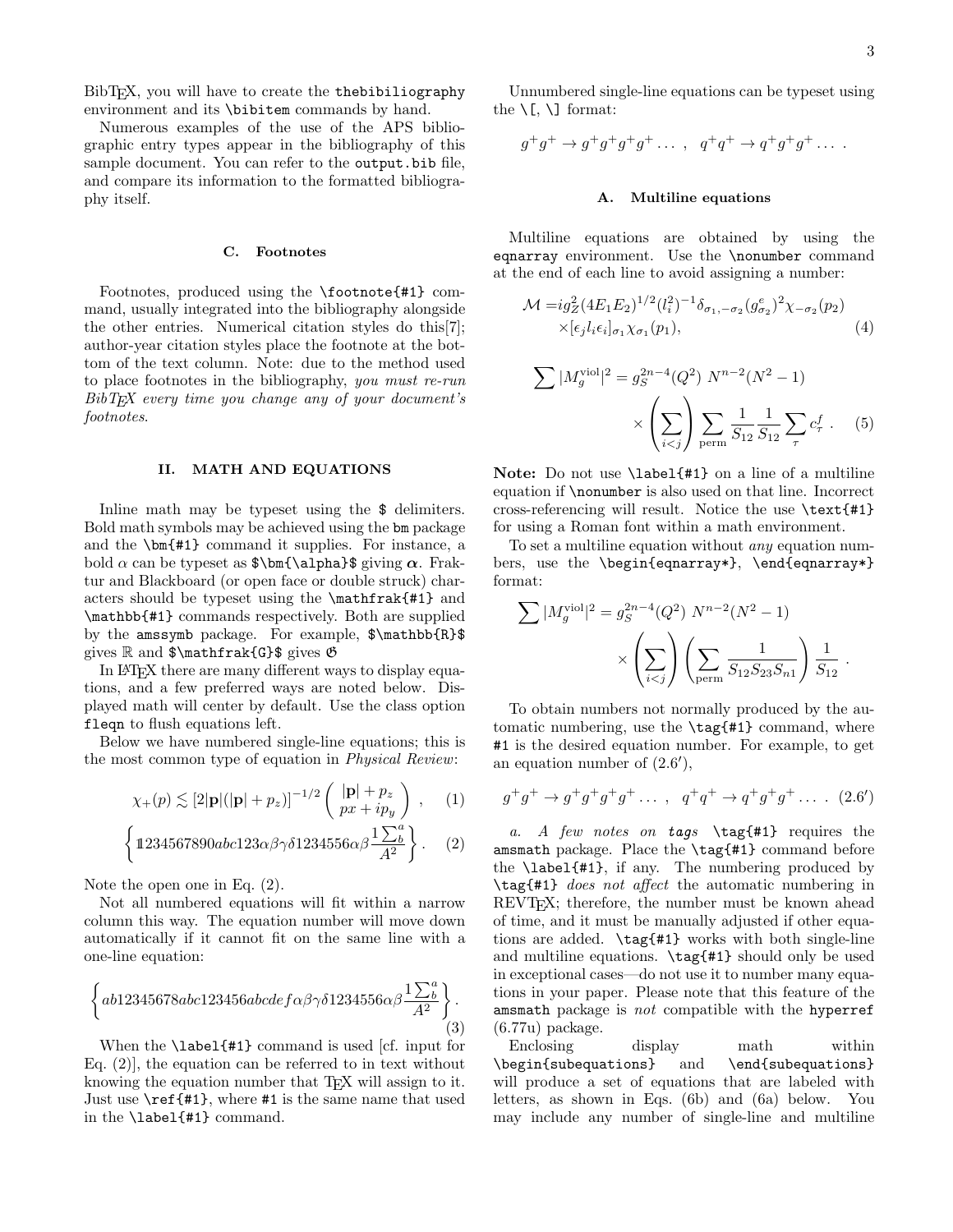BibTEX, you will have to create the `thebibiliography` environment and its `\bibitem` commands by hand.

Numerous examples of the use of the APS bibliographic entry types appear in the bibliography of this sample document. You can refer to the `output.bib` file, and compare its information to the formatted bibliography itself.

### C. Footnotes

Footnotes, produced using the `\footnote{#1}` command, usually integrated into the bibliography alongside the other entries. Numerical citation styles do this[7]; author-year citation styles place the footnote at the bottom of the text column. Note: due to the method used to place footnotes in the bibliography, *you must re-run BibTEX every time you change any of your document's footnotes*.

## II. MATH AND EQUATIONS

Inline math may be typeset using the `$` delimiters. Bold math symbols may be achieved using the `bm` package and the `\bm{#1}` command it supplies. For instance, a bold $\alpha$ can be typeset as `$\bm{\alpha}$` giving $\boldsymbol{\alpha}$. Fraktur and Blackboard (or open face or double struck) characters should be typeset using the `\mathfrak{#1}` and `\mathbb{#1}` commands respectively. Both are supplied by the `amssymb` package. For example, `$\mathbb{R}$` gives $\mathbb{R}$ and `$\mathfrak{G}$` gives $\mathfrak{G}$

In LATEX there are many different ways to display equations, and a few preferred ways are noted below. Displayed math will center by default. Use the class option `fleqn` to flush equations left.

Below we have numbered single-line equations; this is the most common type of equation in *Physical Review*:

$$\chi_+(p)\lesssim[2|\mathbf{p}|(|\mathbf{p}|+p_z)]^{-1/2}\left(\begin{array}{c}|\mathbf{p}|+p_z\\ px+ip_y\end{array}\right)\,, \tag{1}$$

$$\left\{1\!\!1234567890abc123\alpha\beta\gamma\delta1234556\alpha\beta\frac{1\sum^{a}_{b}}{A^2}\right\}. \tag{2}$$

Note the open one in Eq. (2).

Not all numbered equations will fit within a narrow column this way. The equation number will move down automatically if it cannot fit on the same line with a one-line equation:

$$\left\{ab12345678abc123456abcdef\alpha\beta\gamma\delta1234556\alpha\beta\frac{1\sum^{a}_{b}}{A^2}\right\}. \tag{3}$$

When the `\label{#1}` command is used [cf. input for Eq. (2)], the equation can be referred to in text without knowing the equation number that TEX will assign to it. Just use `\ref{#1}`, where `#1` is the same name that used in the `\label{#1}` command.

Unnumbered single-line equations can be typeset using the `\[`, `\]` format:

$$g^+g^+\rightarrow g^+g^+g^+g^+\dots~,~~q^+q^+\rightarrow q^+g^+g^+\dots~.$$

### A. Multiline equations

Multiline equations are obtained by using the `eqnarray` environment. Use the `\nonumber` command at the end of each line to avoid assigning a number:

$$\begin{aligned}\mathcal{M}=&ig_Z^2(4E_1E_2)^{1/2}(l_i^2)^{-1}\delta_{\sigma_1,-\sigma_2}(g_{\sigma_2}^e)^2\chi_{-\sigma_2}(p_2)\\ &\times[\epsilon_jl_i\epsilon_i]_{\sigma_1}\chi_{\sigma_1}(p_1),\end{aligned} \tag{4}$$

$$\begin{aligned}\sum|M^{\text{viol}}_g|^2&=g^{2n-4}_S(Q^2)~N^{n-2}(N^2-1)\\ &\times\left(\sum_{i<j}\right)\sum_{\text{perm}}\frac{1}{S_{12}}\frac{1}{S_{12}}\sum_\tau c^f_\tau~.\end{aligned} \tag{5}$$

**Note:** Do not use `\label{#1}` on a line of a multiline equation if `\nonumber` is also used on that line. Incorrect cross-referencing will result. Notice the use `\text{#1}` for using a Roman font within a math environment.

To set a multiline equation without *any* equation numbers, use the `\begin{eqnarray*}`, `\end{eqnarray*}` format:

$$\begin{aligned}\sum|M^{\text{viol}}_g|^2&=g^{2n-4}_S(Q^2)~N^{n-2}(N^2-1)\\ &\times\left(\sum_{i<j}\right)\left(\sum_{\text{perm}}\frac{1}{S_{12}S_{23}S_{n1}}\right)\frac{1}{S_{12}}~.\end{aligned}$$

To obtain numbers not normally produced by the automatic numbering, use the `\tag{#1}` command, where `#1` is the desired equation number. For example, to get an equation number of (2.6′),

$$g^+g^+\rightarrow g^+g^+g^+g^+\dots~,~~q^+q^+\rightarrow q^+g^+g^+\dots~. \tag{2.6$'$}$$

*a. A few notes on `tag`s* `\tag{#1}` requires the `amsmath` package. Place the `\tag{#1}` command before the `\label{#1}`, if any. The numbering produced by `\tag{#1}` *does not affect* the automatic numbering in REVTEX; therefore, the number must be known ahead of time, and it must be manually adjusted if other equations are added. `\tag{#1}` works with both single-line and multiline equations. `\tag{#1}` should only be used in exceptional cases—do not use it to number many equations in your paper. Please note that this feature of the `amsmath` package is *not* compatible with the `hyperref` (6.77u) package.

Enclosing display math within `\begin{subequations}` and `\end{subequations}` will produce a set of equations that are labeled with letters, as shown in Eqs. (6b) and (6a) below. You may include any number of single-line and multiline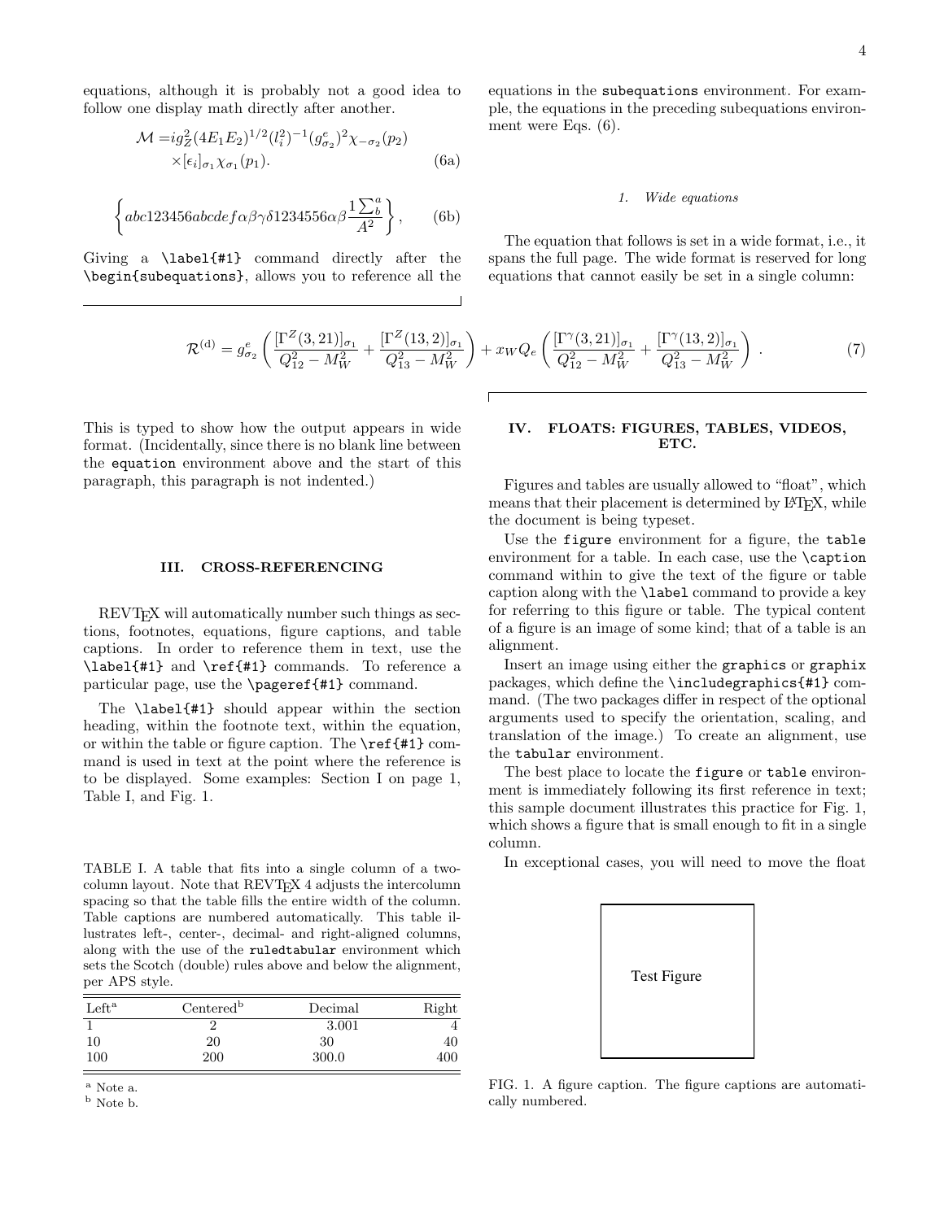equations, although it is probably not a good idea to follow one display math directly after another.

$$\mathcal{M} = ig_Z^2(4E_1E_2)^{1/2}(l_i^2)^{-1}(g_{\sigma_2}^e)^2\chi_{-\sigma_2}(p_2) \times[\epsilon_i]_{\sigma_1}\chi_{\sigma_1}(p_1). \tag{6a}$$

$$\left\{abc123456abcdef\alpha\beta\gamma\delta1234556\alpha\beta\frac{1\sum_b^a}{A^2}\right\}, \tag{6b}$$

Giving a `\label{#1}` command directly after the `\begin{subequations}`, allows you to reference all the equations in the `subequations` environment. For example, the equations in the preceding subequations environment were Eqs. (6).

#### 1. Wide equations

The equation that follows is set in a wide format, i.e., it spans the full page. The wide format is reserved for long equations that cannot easily be set in a single column:

$$\mathcal{R}^{(\mathrm{d})} = g_{\sigma_2}^e\left(\frac{[\Gamma^Z(3,21)]_{\sigma_1}}{Q_{12}^2-M_W^2}+\frac{[\Gamma^Z(13,2)]_{\sigma_1}}{Q_{13}^2-M_W^2}\right)+x_WQ_e\left(\frac{[\Gamma^\gamma(3,21)]_{\sigma_1}}{Q_{12}^2-M_W^2}+\frac{[\Gamma^\gamma(13,2)]_{\sigma_1}}{Q_{13}^2-M_W^2}\right). \tag{7}$$

This is typed to show how the output appears in wide format. (Incidentally, since there is no blank line between the `equation` environment above and the start of this paragraph, this paragraph is not indented.)

## III. CROSS-REFERENCING

REVTEX will automatically number such things as sections, footnotes, equations, figure captions, and table captions. In order to reference them in text, use the `\label{#1}` and `\ref{#1}` commands. To reference a particular page, use the `\pageref{#1}` command.

The `\label{#1}` should appear within the section heading, within the footnote text, within the equation, or within the table or figure caption. The `\ref{#1}` command is used in text at the point where the reference is to be displayed. Some examples: Section I on page 1, Table I, and Fig. 1.

TABLE I. A table that fits into a single column of a two-column layout. Note that REVTEX 4 adjusts the intercolumn spacing so that the table fills the entire width of the column. Table captions are numbered automatically. This table illustrates left-, center-, decimal- and right-aligned columns, along with the use of the `ruledtabular` environment which sets the Scotch (double) rules above and below the alignment, per APS style.

| Left[a] | Centered[b] | Decimal | Right |
|:---|:---:|---:|---:|
| 1 | 2 | 3.001 | 4 |
| 10 | 20 | 30 | 40 |
| 100 | 200 | 300.0 | 400 |

[a] Note a.
[b] Note b.

## IV. FLOATS: FIGURES, TABLES, VIDEOS, ETC.

Figures and tables are usually allowed to "float", which means that their placement is determined by LaTeX, while the document is being typeset.

Use the `figure` environment for a figure, the `table` environment for a table. In each case, use the `\caption` command within to give the text of the figure or table caption along with the `\label` command to provide a key for referring to this figure or table. The typical content of a figure is an image of some kind; that of a table is an alignment.

Insert an image using either the `graphics` or `graphix` packages, which define the `\includegraphics{#1}` command. (The two packages differ in respect of the optional arguments used to specify the orientation, scaling, and translation of the image.) To create an alignment, use the `tabular` environment.

The best place to locate the `figure` or `table` environment is immediately following its first reference in text; this sample document illustrates this practice for Fig. 1, which shows a figure that is small enough to fit in a single column.

In exceptional cases, you will need to move the float

Test Figure

FIG. 1. A figure caption. The figure captions are automatically numbered.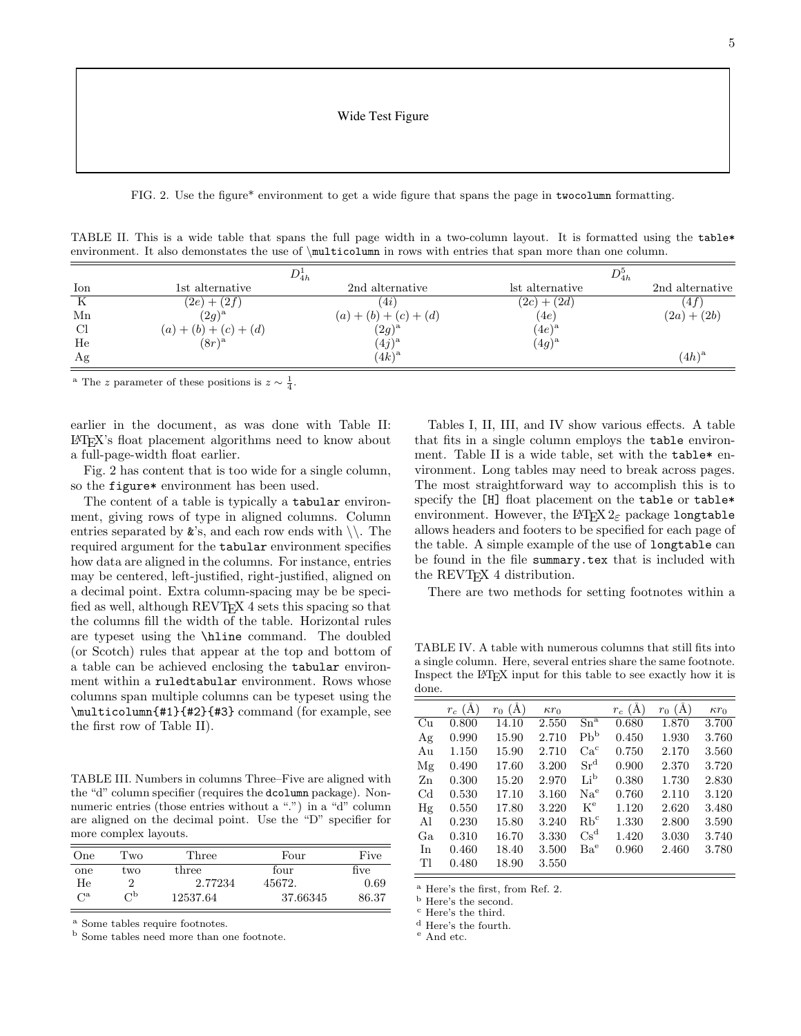Wide Test Figure

FIG. 2. Use the figure* environment to get a wide figure that spans the page in `twocolumn` formatting.

TABLE II. This is a wide table that spans the full page width in a two-column layout. It is formatted using the `table*` environment. It also demonstates the use of `\multicolumn` in rows with entries that span more than one column.

| | $D^1_{4h}$ | | $D^5_{4h}$ | |
|---|---|---|---|---|
| Ion | 1st alternative | 2nd alternative | lst alternative | 2nd alternative |
| K | $(2e) + (2f)$ | $(4i)$ | $(2c) + (2d)$ | $(4f)$ |
| Mn | $(2g)$[a] | $(a) + (b) + (c) + (d)$ | $(4e)$ | $(2a) + (2b)$ |
| Cl | $(a) + (b) + (c) + (d)$ | $(2g)$[a] | $(4e)$[a] | |
| He | $(8r)$[a] | $(4j)$[a] | $(4g)$[a] | |
| Ag | | $(4k)$[a] | | $(4h)$[a] |

[a] The $z$ parameter of these positions is $z \sim \frac{1}{4}$.

earlier in the document, as was done with Table II: LaTeX's float placement algorithms need to know about a full-page-width float earlier.

Fig. 2 has content that is too wide for a single column, so the `figure*` environment has been used.

The content of a table is typically a `tabular` environment, giving rows of type in aligned columns. Column entries separated by `&`'s, and each row ends with \\. The required argument for the `tabular` environment specifies how data are aligned in the columns. For instance, entries may be centered, left-justified, right-justified, aligned on a decimal point. Extra column-spacing may be be specified as well, although REVTeX 4 sets this spacing so that the columns fill the width of the table. Horizontal rules are typeset using the `\hline` command. The doubled (or Scotch) rules that appear at the top and bottom of a table can be achieved enclosing the `tabular` environment within a `ruledtabular` environment. Rows whose columns span multiple columns can be typeset using the `\multicolumn{#1}{#2}{#3}` command (for example, see the first row of Table II).

TABLE III. Numbers in columns Three–Five are aligned with the "d" column specifier (requires the `dcolumn` package). Non-numeric entries (those entries without a ".") in a "d" column are aligned on the decimal point. Use the "D" specifier for more complex layouts.

| One | Two | Three | Four | Five |
|---|---|---|---|---|
| one | two | three | four | five |
| He | 2 | 2.77234 | 45672. | 0.69 |
| C[a] | C[b] | 12537.64 | 37.66345 | 86.37 |

[a] Some tables require footnotes.
[b] Some tables need more than one footnote.

Tables I, II, III, and IV show various effects. A table that fits in a single column employs the `table` environment. Table II is a wide table, set with the `table*` environment. Long tables may need to break across pages. The most straightforward way to accomplish this is to specify the `[H]` float placement on the `table` or `table*` environment. However, the LaTeX 2$_\varepsilon$ package `longtable` allows headers and footers to be specified for each page of the table. A simple example of the use of `longtable` can be found in the file `summary.tex` that is included with the REVTeX 4 distribution.

There are two methods for setting footnotes within a

TABLE IV. A table with numerous columns that still fits into a single column. Here, several entries share the same footnote. Inspect the LaTeX input for this table to see exactly how it is done.

| | $r_c$ (Å) | $r_0$ (Å) | $\kappa r_0$ | | $r_c$ (Å) | $r_0$ (Å) | $\kappa r_0$ |
|---|---|---|---|---|---|---|---|
| Cu | 0.800 | 14.10 | 2.550 | Sn[a] | 0.680 | 1.870 | 3.700 |
| Ag | 0.990 | 15.90 | 2.710 | Pb[b] | 0.450 | 1.930 | 3.760 |
| Au | 1.150 | 15.90 | 2.710 | Ca[c] | 0.750 | 2.170 | 3.560 |
| Mg | 0.490 | 17.60 | 3.200 | Sr[d] | 0.900 | 2.370 | 3.720 |
| Zn | 0.300 | 15.20 | 2.970 | Li[b] | 0.380 | 1.730 | 2.830 |
| Cd | 0.530 | 17.10 | 3.160 | Na[e] | 0.760 | 2.110 | 3.120 |
| Hg | 0.550 | 17.80 | 3.220 | K[e] | 1.120 | 2.620 | 3.480 |
| Al | 0.230 | 15.80 | 3.240 | Rb[c] | 1.330 | 2.800 | 3.590 |
| Ga | 0.310 | 16.70 | 3.330 | Cs[d] | 1.420 | 3.030 | 3.740 |
| In | 0.460 | 18.40 | 3.500 | Ba[e] | 0.960 | 2.460 | 3.780 |
| Tl | 0.480 | 18.90 | 3.550 | | | | |

[a] Here's the first, from Ref. 2.
[b] Here's the second.
[c] Here's the third.
[d] Here's the fourth.
[e] And etc.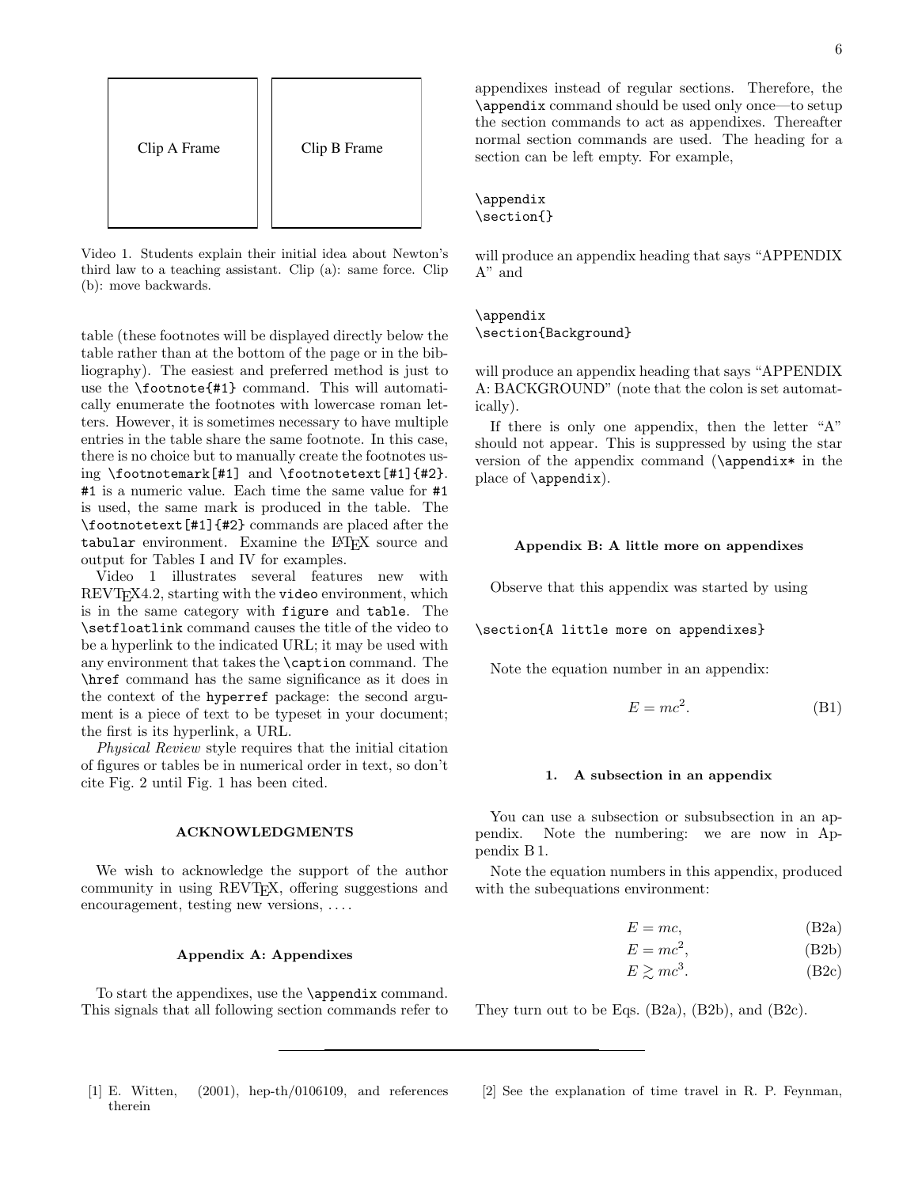Clip A Frame

Clip B Frame

Video 1. Students explain their initial idea about Newton's third law to a teaching assistant. Clip (a): same force. Clip (b): move backwards.

table (these footnotes will be displayed directly below the table rather than at the bottom of the page or in the bibliography). The easiest and preferred method is just to use the `\footnote{#1}` command. This will automatically enumerate the footnotes with lowercase roman letters. However, it is sometimes necessary to have multiple entries in the table share the same footnote. In this case, there is no choice but to manually create the footnotes using `\footnotemark[#1]` and `\footnotetext[#1]{#2}`. `#1` is a numeric value. Each time the same value for `#1` is used, the same mark is produced in the table. The `\footnotetext[#1]{#2}` commands are placed after the `tabular` environment. Examine the LaTeX source and output for Tables I and IV for examples.

Video 1 illustrates several features new with REVTeX4.2, starting with the `video` environment, which is in the same category with `figure` and `table`. The `\setfloatlink` command causes the title of the video to be a hyperlink to the indicated URL; it may be used with any environment that takes the `\caption` command. The `\href` command has the same significance as it does in the context of the `hyperref` package: the second argument is a piece of text to be typeset in your document; the first is its hyperlink, a URL.

*Physical Review* style requires that the initial citation of figures or tables be in numerical order in text, so don't cite Fig. 2 until Fig. 1 has been cited.

## ACKNOWLEDGMENTS

We wish to acknowledge the support of the author community in using REVTeX, offering suggestions and encouragement, testing new versions, . . . .

## Appendix A: Appendixes

To start the appendixes, use the `\appendix` command. This signals that all following section commands refer to appendixes instead of regular sections. Therefore, the `\appendix` command should be used only once—to setup the section commands to act as appendixes. Thereafter normal section commands are used. The heading for a section can be left empty. For example,

```
\appendix
\section{}
```

will produce an appendix heading that says "APPENDIX A" and

```
\appendix
\section{Background}
```

will produce an appendix heading that says "APPENDIX A: BACKGROUND" (note that the colon is set automatically).

If there is only one appendix, then the letter "A" should not appear. This is suppressed by using the star version of the appendix command (`\appendix*` in the place of `\appendix`).

## Appendix B: A little more on appendixes

Observe that this appendix was started by using

```
\section{A little more on appendixes}
```

Note the equation number in an appendix:

$$E = mc^2. \tag{B1}$$

### 1. A subsection in an appendix

You can use a subsection or subsubsection in an appendix. Note the numbering: we are now in Appendix B 1.

Note the equation numbers in this appendix, produced with the subequations environment:

$$E = mc, \tag{B2a}$$

$$E = mc^2, \tag{B2b}$$

$$E \gtrsim mc^3. \tag{B2c}$$

They turn out to be Eqs. (B2a), (B2b), and (B2c).

---

[1] E. Witten, (2001), hep-th/0106109, and references therein

[2] See the explanation of time travel in R. P. Feynman,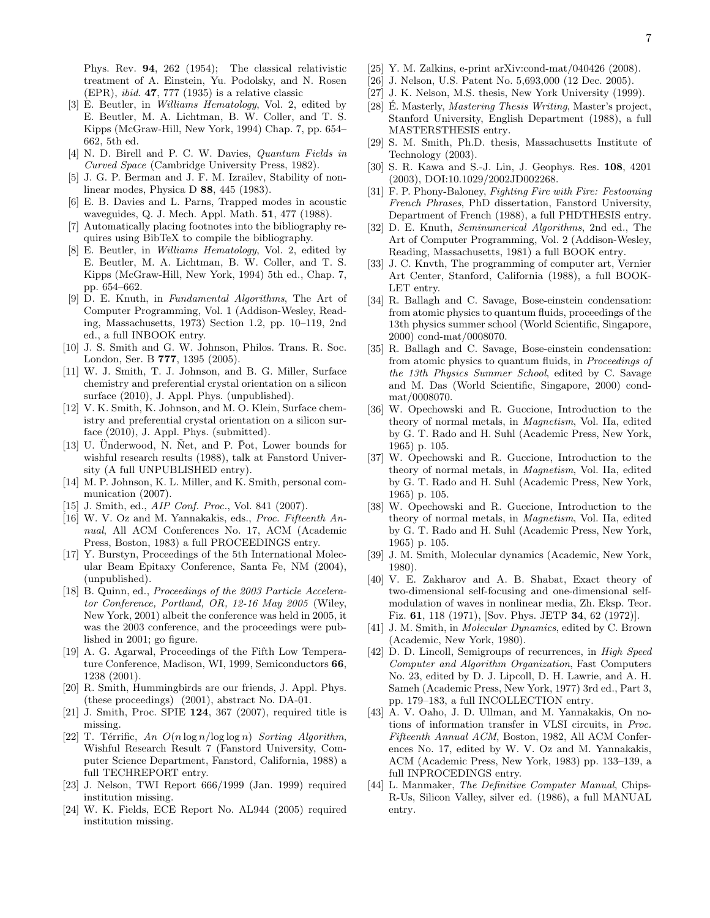Phys. Rev. **94**, 262 (1954); The classical relativistic treatment of A. Einstein, Yu. Podolsky, and N. Rosen (EPR), *ibid*. **47**, 777 (1935) is a relative classic

[3] E. Beutler, in *Williams Hematology*, Vol. 2, edited by E. Beutler, M. A. Lichtman, B. W. Coller, and T. S. Kipps (McGraw-Hill, New York, 1994) Chap. 7, pp. 654–662, 5th ed.

[4] N. D. Birell and P. C. W. Davies, *Quantum Fields in Curved Space* (Cambridge University Press, 1982).

[5] J. G. P. Berman and J. F. M. Izrailev, Stability of nonlinear modes, Physica D **88**, 445 (1983).

[6] E. B. Davies and L. Parns, Trapped modes in acoustic waveguides, Q. J. Mech. Appl. Math. **51**, 477 (1988).

[7] Automatically placing footnotes into the bibliography requires using BibTeX to compile the bibliography.

[8] E. Beutler, in *Williams Hematology*, Vol. 2, edited by E. Beutler, M. A. Lichtman, B. W. Coller, and T. S. Kipps (McGraw-Hill, New York, 1994) 5th ed., Chap. 7, pp. 654–662.

[9] D. E. Knuth, in *Fundamental Algorithms*, The Art of Computer Programming, Vol. 1 (Addison-Wesley, Reading, Massachusetts, 1973) Section 1.2, pp. 10–119, 2nd ed., a full INBOOK entry.

[10] J. S. Smith and G. W. Johnson, Philos. Trans. R. Soc. London, Ser. B **777**, 1395 (2005).

[11] W. J. Smith, T. J. Johnson, and B. G. Miller, Surface chemistry and preferential crystal orientation on a silicon surface (2010), J. Appl. Phys. (unpublished).

[12] V. K. Smith, K. Johnson, and M. O. Klein, Surface chemistry and preferential crystal orientation on a silicon surface (2010), J. Appl. Phys. (submitted).

[13] U. Ünderwood, N. Ñet, and P. P̄ot, Lower bounds for wishful research results (1988), talk at Fanstord University (A full UNPUBLISHED entry).

[14] M. P. Johnson, K. L. Miller, and K. Smith, personal communication (2007).

[15] J. Smith, ed., *AIP Conf. Proc.*, Vol. 841 (2007).

[16] W. V. Oz and M. Yannakakis, eds., *Proc. Fifteenth Annual*, All ACM Conferences No. 17, ACM (Academic Press, Boston, 1983) a full PROCEEDINGS entry.

[17] Y. Burstyn, Proceedings of the 5th International Molecular Beam Epitaxy Conference, Santa Fe, NM (2004), (unpublished).

[18] B. Quinn, ed., *Proceedings of the 2003 Particle Accelerator Conference, Portland, OR, 12-16 May 2005* (Wiley, New York, 2001) albeit the conference was held in 2005, it was the 2003 conference, and the proceedings were published in 2001; go figure.

[19] A. G. Agarwal, Proceedings of the Fifth Low Temperature Conference, Madison, WI, 1999, Semiconductors **66**, 1238 (2001).

[20] R. Smith, Hummingbirds are our friends, J. Appl. Phys. (these proceedings) (2001), abstract No. DA-01.

[21] J. Smith, Proc. SPIE **124**, 367 (2007), required title is missing.

[22] T. Térrific, *An $O(n \log n / \log\log n)$ Sorting Algorithm*, Wishful Research Result 7 (Fanstord University, Computer Science Department, Fanstord, California, 1988) a full TECHREPORT entry.

[23] J. Nelson, TWI Report 666/1999 (Jan. 1999) required institution missing.

[24] W. K. Fields, ECE Report No. AL944 (2005) required institution missing.

[25] Y. M. Zalkins, e-print arXiv:cond-mat/040426 (2008).

[26] J. Nelson, U.S. Patent No. 5,693,000 (12 Dec. 2005).

[27] J. K. Nelson, M.S. thesis, New York University (1999).

[28] É. Masterly, *Mastering Thesis Writing*, Master's project, Stanford University, English Department (1988), a full MASTERSTHESIS entry.

[29] S. M. Smith, Ph.D. thesis, Massachusetts Institute of Technology (2003).

[30] S. R. Kawa and S.-J. Lin, J. Geophys. Res. **108**, 4201 (2003), DOI:10.1029/2002JD002268.

[31] F. P. Phony-Baloney, *Fighting Fire with Fire: Festooning French Phrases*, PhD dissertation, Fanstord University, Department of French (1988), a full PHDTHESIS entry.

[32] D. E. Knuth, *Seminumerical Algorithms*, 2nd ed., The Art of Computer Programming, Vol. 2 (Addison-Wesley, Reading, Massachusetts, 1981) a full BOOK entry.

[33] J. C. Knvth, The programming of computer art, Vernier Art Center, Stanford, California (1988), a full BOOKLET entry.

[34] R. Ballagh and C. Savage, Bose-einstein condensation: from atomic physics to quantum fluids, proceedings of the 13th physics summer school (World Scientific, Singapore, 2000) cond-mat/0008070.

[35] R. Ballagh and C. Savage, Bose-einstein condensation: from atomic physics to quantum fluids, in *Proceedings of the 13th Physics Summer School*, edited by C. Savage and M. Das (World Scientific, Singapore, 2000) cond-mat/0008070.

[36] W. Opechowski and R. Guccione, Introduction to the theory of normal metals, in *Magnetism*, Vol. IIa, edited by G. T. Rado and H. Suhl (Academic Press, New York, 1965) p. 105.

[37] W. Opechowski and R. Guccione, Introduction to the theory of normal metals, in *Magnetism*, Vol. IIa, edited by G. T. Rado and H. Suhl (Academic Press, New York, 1965) p. 105.

[38] W. Opechowski and R. Guccione, Introduction to the theory of normal metals, in *Magnetism*, Vol. IIa, edited by G. T. Rado and H. Suhl (Academic Press, New York, 1965) p. 105.

[39] J. M. Smith, Molecular dynamics (Academic, New York, 1980).

[40] V. E. Zakharov and A. B. Shabat, Exact theory of two-dimensional self-focusing and one-dimensional self-modulation of waves in nonlinear media, Zh. Eksp. Teor. Fiz. **61**, 118 (1971), [Sov. Phys. JETP **34**, 62 (1972)].

[41] J. M. Smith, in *Molecular Dynamics*, edited by C. Brown (Academic, New York, 1980).

[42] D. D. Lincoll, Semigroups of recurrences, in *High Speed Computer and Algorithm Organization*, Fast Computers No. 23, edited by D. J. Lipcoll, D. H. Lawrie, and A. H. Sameh (Academic Press, New York, 1977) 3rd ed., Part 3, pp. 179–183, a full INCOLLECTION entry.

[43] A. V. Oaho, J. D. Ullman, and M. Yannakakis, On notions of information transfer in VLSI circuits, in *Proc. Fifteenth Annual ACM*, Boston, 1982, All ACM Conferences No. 17, edited by W. V. Oz and M. Yannakakis, ACM (Academic Press, New York, 1983) pp. 133–139, a full INPROCEDINGS entry.

[44] L. Manmaker, *The Definitive Computer Manual*, Chips-R-Us, Silicon Valley, silver ed. (1986), a full MANUAL entry.